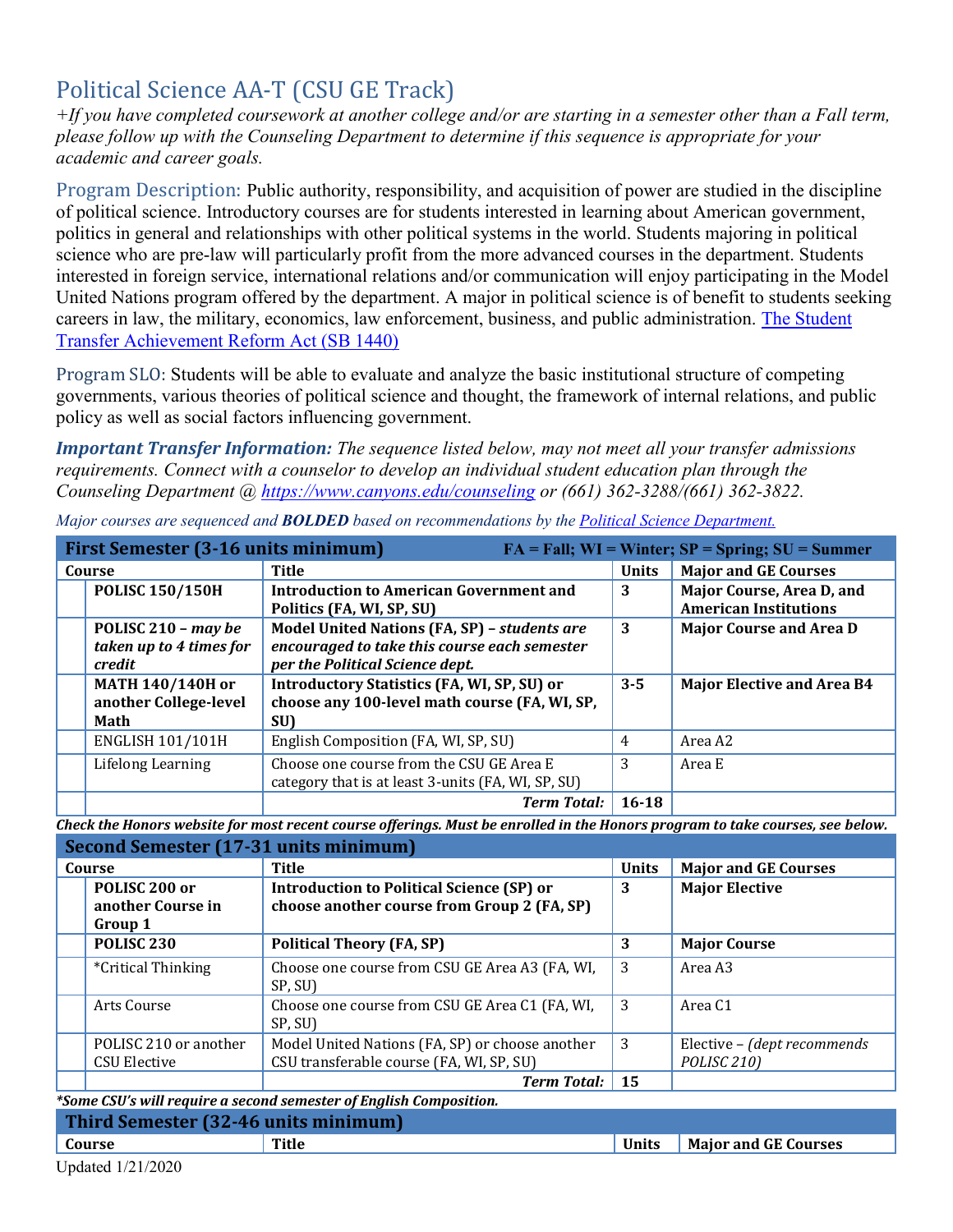# Political Science AA-T (CSU GE Track)

*+If you have completed coursework at another college and/or are starting in a semester other than a Fall term, please follow up with the Counseling Department to determine if this sequence is appropriate for your academic and career goals.*

**Program Description:** Public authority, responsibility, and acquisition of power are studied in the discipline of political science. Introductory courses are for students interested in learning about American government, politics in general and relationships with other political systems in the world. Students majoring in political science who are pre-law will particularly profit from the more advanced courses in the department. Students interested in foreign service, international relations and/or communication will enjoy participating in the Model United Nations program offered by the department. A major in political science is of benefit to students seeking careers in law, the military, economics, law enforcement, business, and public administration. The Student Transfer Achievement Reform Act (SB 1440)

**Program SLO:** Students will be able to evaluate and analyze the basic institutional structure of competing governments, various theories of political science and thought, the framework of internal relations, and public policy as well as social factors influencing government.

***Important Transfer Information:*** *The sequence listed below, may not meet all your transfer admissions requirements. Connect with a counselor to develop an individual student education plan through the Counseling Department @ https://www.canyons.edu/counseling or (661) 362-3288/(661) 362-3822.*

*Major courses are sequenced and **BOLDED** based on recommendations by the Political Science Department.*

| **First Semester (3-16 units minimum)** | **FA = Fall; WI = Winter; SP = Spring; SU = Summer** | | |
|---|---|---|---|
| **Course** | **Title** | **Units** | **Major and GE Courses** |
| **POLISC 150/150H** | **Introduction to American Government and Politics (FA, WI, SP, SU)** | **3** | **Major Course, Area D, and American Institutions** |
| **POLISC 210 –** ***may be taken up to 4 times for credit*** | **Model United Nations (FA, SP) –** ***students are encouraged to take this course each semester per the Political Science dept.*** | **3** | **Major Course and Area D** |
| **MATH 140/140H or another College-level Math** | **Introductory Statistics (FA, WI, SP, SU) or choose any 100-level math course (FA, WI, SP, SU)** | **3-5** | **Major Elective and Area B4** |
| ENGLISH 101/101H | English Composition (FA, WI, SP, SU) | 4 | Area A2 |
| Lifelong Learning | Choose one course from the CSU GE Area E category that is at least 3-units (FA, WI, SP, SU) | 3 | Area E |
| | ***Term Total:*** | **16-18** | |

***Check the Honors website for most recent course offerings. Must be enrolled in the Honors program to take courses, see below.***

| **Second Semester (17-31 units minimum)** | | | |
|---|---|---|---|
| **Course** | **Title** | **Units** | **Major and GE Courses** |
| **POLISC 200 or another Course in Group 1** | **Introduction to Political Science (SP) or choose another course from Group 2 (FA, SP)** | **3** | **Major Elective** |
| **POLISC 230** | **Political Theory (FA, SP)** | **3** | **Major Course** |
| *Critical Thinking | Choose one course from CSU GE Area A3 (FA, WI, SP, SU) | 3 | Area A3 |
| Arts Course | Choose one course from CSU GE Area C1 (FA, WI, SP, SU) | 3 | Area C1 |
| POLISC 210 or another CSU Elective | Model United Nations (FA, SP) or choose another CSU transferable course (FA, WI, SP, SU) | 3 | Elective – *(dept recommends POLISC 210)* |
| | ***Term Total:*** | **15** | |

***Some CSU's will require a second semester of English Composition.***

| **Third Semester (32-46 units minimum)** | | | |
|---|---|---|---|
| **Course** | **Title** | **Units** | **Major and GE Courses** |

Updated 1/21/2020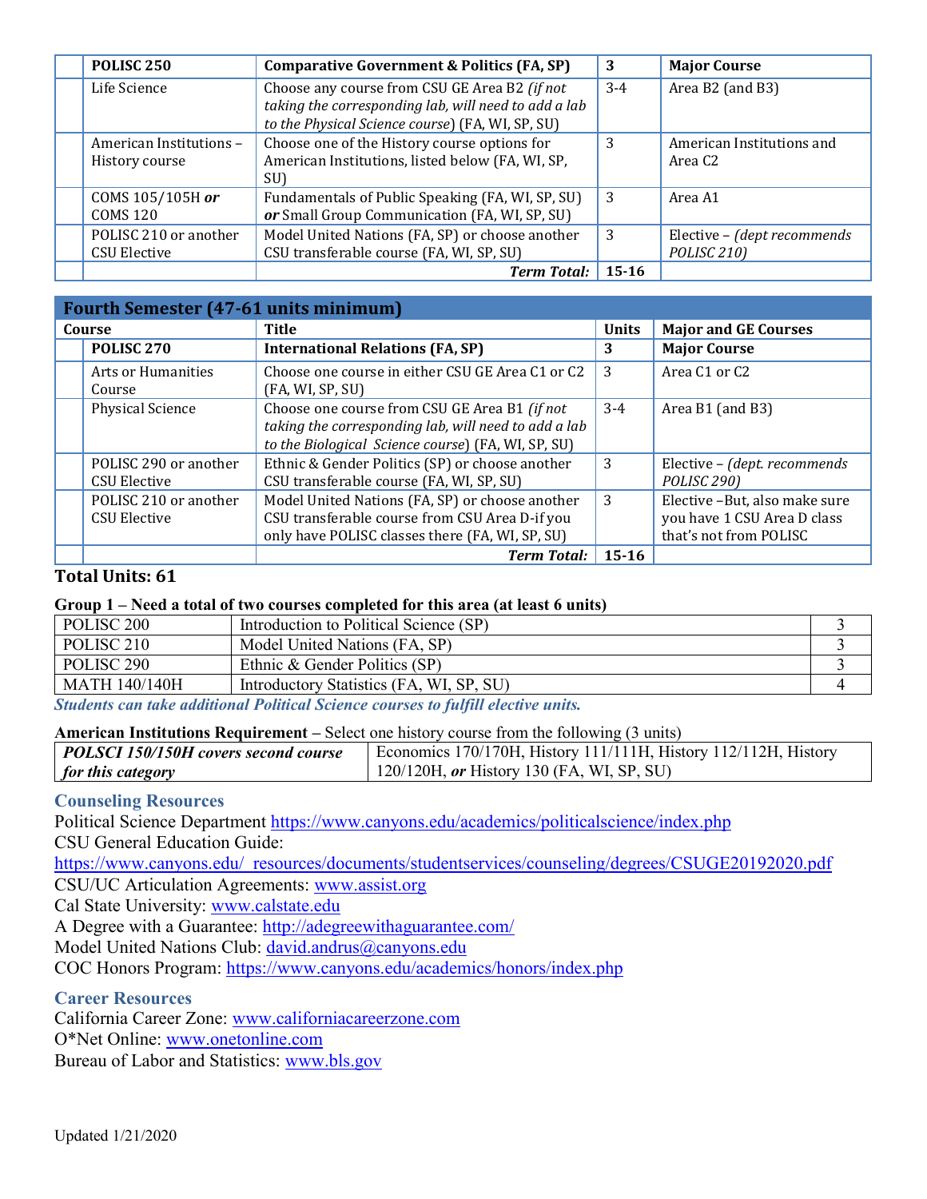| | | | | |
|---|---|---|---|---|
| | **POLISC 250** | **Comparative Government & Politics (FA, SP)** | **3** | **Major Course** |
| | Life Science | Choose any course from CSU GE Area B2 *(if not taking the corresponding lab, will need to add a lab to the Physical Science course)* (FA, WI, SP, SU) | 3-4 | Area B2 (and B3) |
| | American Institutions – History course | Choose one of the History course options for American Institutions, listed below (FA, WI, SP, SU) | 3 | American Institutions and Area C2 |
| | COMS 105/105H ***or*** COMS 120 | Fundamentals of Public Speaking (FA, WI, SP, SU) ***or*** Small Group Communication (FA, WI, SP, SU) | 3 | Area A1 |
| | POLISC 210 or another CSU Elective | Model United Nations (FA, SP) or choose another CSU transferable course (FA, WI, SP, SU) | 3 | Elective – *(dept recommends POLISC 210)* |
| | | ***Term Total:*** | **15-16** | |

| **Fourth Semester (47-61 units minimum)** | | | | |
|---|---|---|---|---|
| **Course** | | **Title** | **Units** | **Major and GE Courses** |
| | **POLISC 270** | **International Relations (FA, SP)** | **3** | **Major Course** |
| | Arts or Humanities Course | Choose one course in either CSU GE Area C1 or C2 (FA, WI, SP, SU) | 3 | Area C1 or C2 |
| | Physical Science | Choose one course from CSU GE Area B1 *(if not taking the corresponding lab, will need to add a lab to the Biological Science course)* (FA, WI, SP, SU) | 3-4 | Area B1 (and B3) |
| | POLISC 290 or another CSU Elective | Ethnic & Gender Politics (SP) or choose another CSU transferable course (FA, WI, SP, SU) | 3 | Elective – *(dept. recommends POLISC 290)* |
| | POLISC 210 or another CSU Elective | Model United Nations (FA, SP) or choose another CSU transferable course from CSU Area D-if you only have POLISC classes there (FA, WI, SP, SU) | 3 | Elective –But, also make sure you have 1 CSU Area D class that's not from POLISC |
| | | ***Term Total:*** | **15-16** | |

**Total Units: 61**

**Group 1 – Need a total of two courses completed for this area (at least 6 units)**

| | | |
|---|---|---|
| POLISC 200 | Introduction to Political Science (SP) | 3 |
| POLISC 210 | Model United Nations (FA, SP) | 3 |
| POLISC 290 | Ethnic & Gender Politics (SP) | 3 |
| MATH 140/140H | Introductory Statistics (FA, WI, SP, SU) | 4 |

***Students can take additional Political Science courses to fulfill elective units.***

**American Institutions Requirement** – Select one history course from the following (3 units)

| | |
|---|---|
| ***POLSCI 150/150H covers second course for this category*** | Economics 170/170H, History 111/111H, History 112/112H, History 120/120H, ***or*** History 130 (FA, WI, SP, SU) |

## Counseling Resources

Political Science Department https://www.canyons.edu/academics/politicalscience/index.php
CSU General Education Guide:
https://www.canyons.edu/_resources/documents/studentservices/counseling/degrees/CSUGE20192020.pdf
CSU/UC Articulation Agreements: www.assist.org
Cal State University: www.calstate.edu
A Degree with a Guarantee: http://adegreewithaguarantee.com/
Model United Nations Club: david.andrus@canyons.edu
COC Honors Program: https://www.canyons.edu/academics/honors/index.php

## Career Resources

California Career Zone: www.californiacareerzone.com
O*Net Online: www.onetonline.com
Bureau of Labor and Statistics: www.bls.gov

Updated 1/21/2020